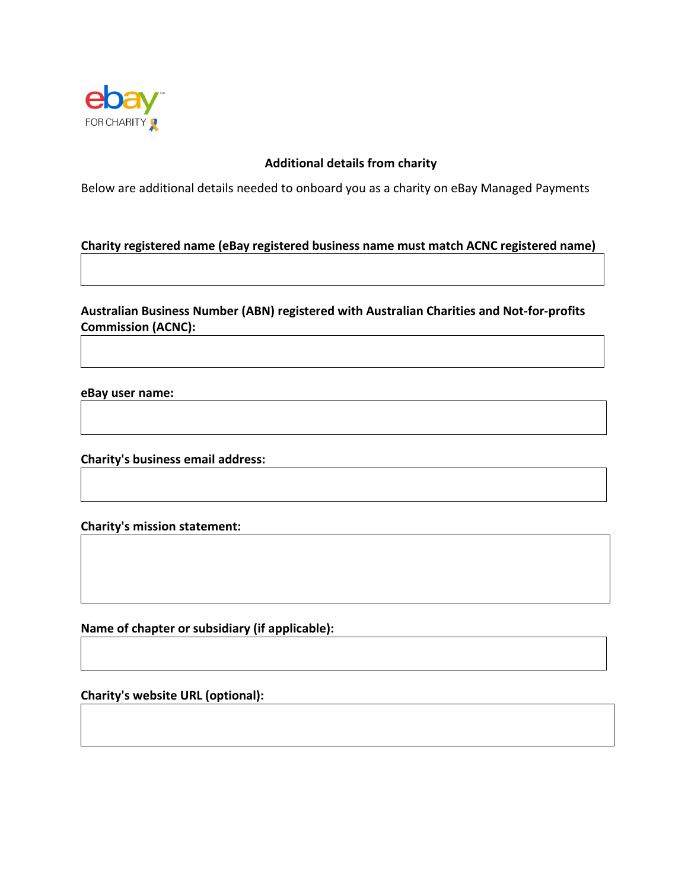## Additional details from charity

Below are additional details needed to onboard you as a charity on eBay Managed Payments

**Charity registered name (eBay registered business name must match ACNC registered name)**

**Australian Business Number (ABN) registered with Australian Charities and Not-for-profits Commission (ACNC):**

**eBay user name:**

**Charity's business email address:**

**Charity's mission statement:**

**Name of chapter or subsidiary (if applicable):**

**Charity's website URL (optional):**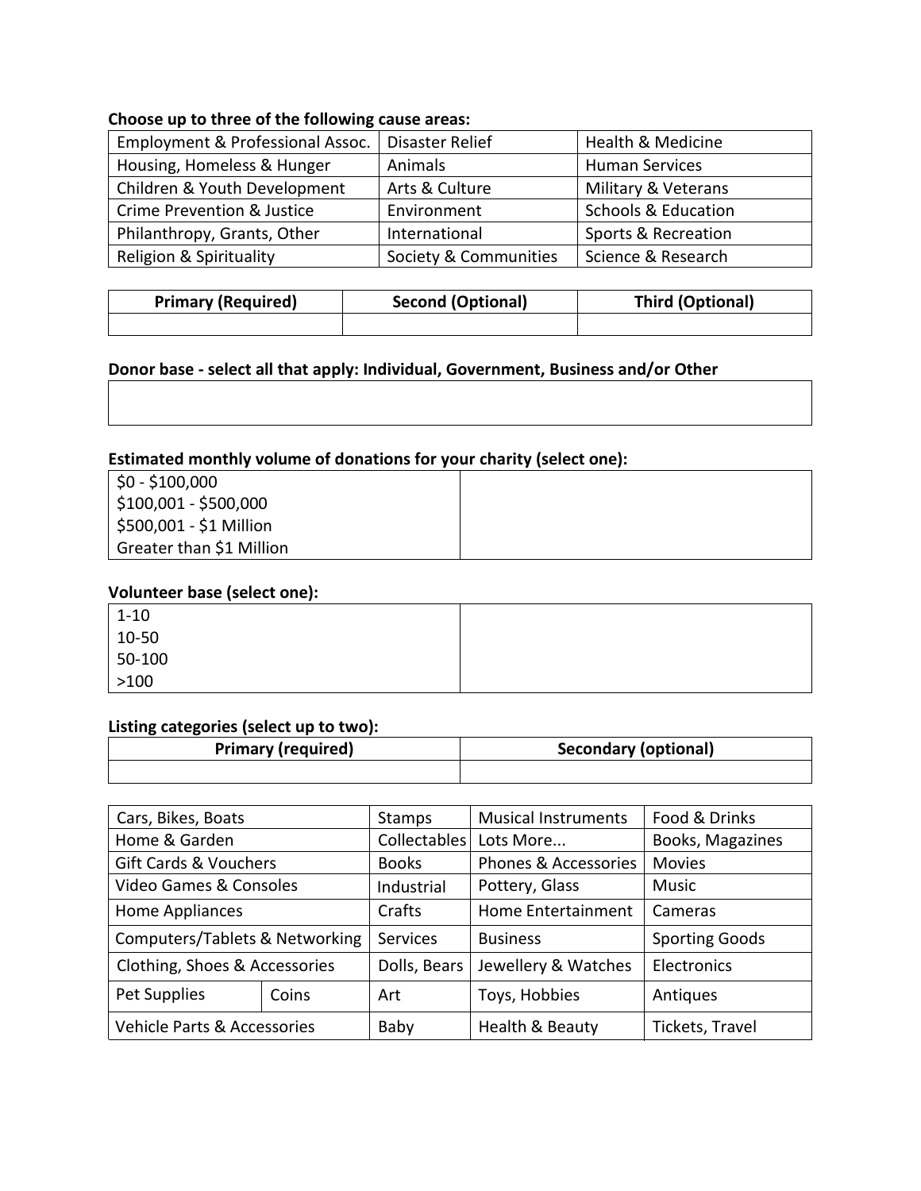**Choose up to three of the following cause areas:**

| Employment & Professional Assoc. | Disaster Relief | Health & Medicine |
|---|---|---|
| Housing, Homeless & Hunger | Animals | Human Services |
| Children & Youth Development | Arts & Culture | Military & Veterans |
| Crime Prevention & Justice | Environment | Schools & Education |
| Philanthropy, Grants, Other | International | Sports & Recreation |
| Religion & Spirituality | Society & Communities | Science & Research |

| Primary (Required) | Second (Optional) | Third (Optional) |
|---|---|---|
| | | |

**Donor base - select all that apply: Individual, Government, Business and/or Other**

| |
|---|
| |

**Estimated monthly volume of donations for your charity (select one):**

| | |
|---|---|
| $0 - $100,000<br>$100,001 - $500,000<br>$500,001 - $1 Million<br>Greater than $1 Million | |

**Volunteer base (select one):**

| | |
|---|---|
| 1-10<br>10-50<br>50-100<br>>100 | |

**Listing categories (select up to two):**

| Primary (required) | Secondary (optional) |
|---|---|
| | |

| Cars, Bikes, Boats | | Stamps | Musical Instruments | Food & Drinks |
|---|---|---|---|---|
| Home & Garden | | Collectables | Lots More... | Books, Magazines |
| Gift Cards & Vouchers | | Books | Phones & Accessories | Movies |
| Video Games & Consoles | | Industrial | Pottery, Glass | Music |
| Home Appliances | | Crafts | Home Entertainment | Cameras |
| Computers/Tablets & Networking | | Services | Business | Sporting Goods |
| Clothing, Shoes & Accessories | | Dolls, Bears | Jewellery & Watches | Electronics |
| Pet Supplies | Coins | Art | Toys, Hobbies | Antiques |
| Vehicle Parts & Accessories | | Baby | Health & Beauty | Tickets, Travel |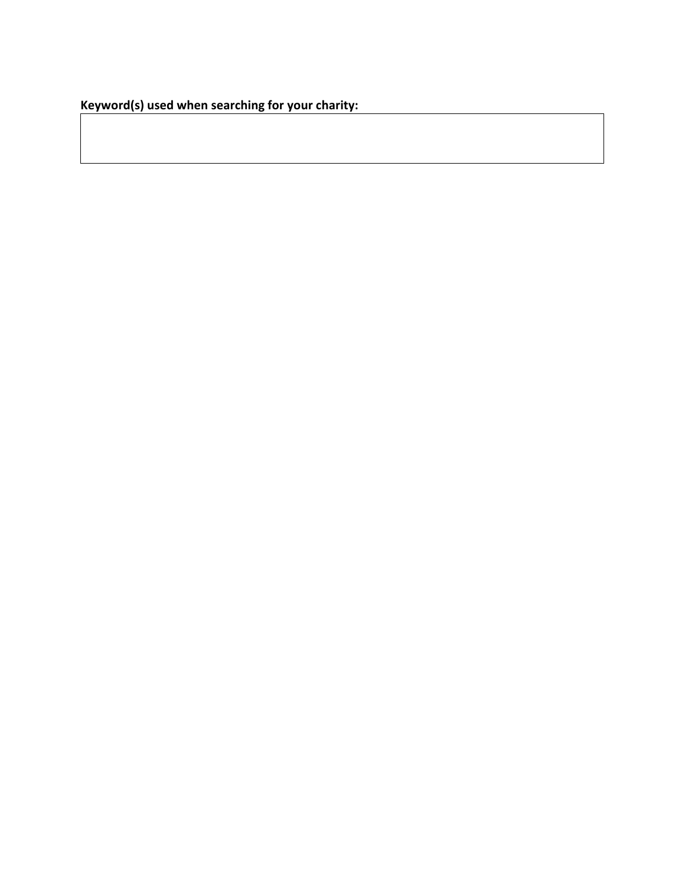**Keyword(s) used when searching for your charity:**

| |
|---|
| |